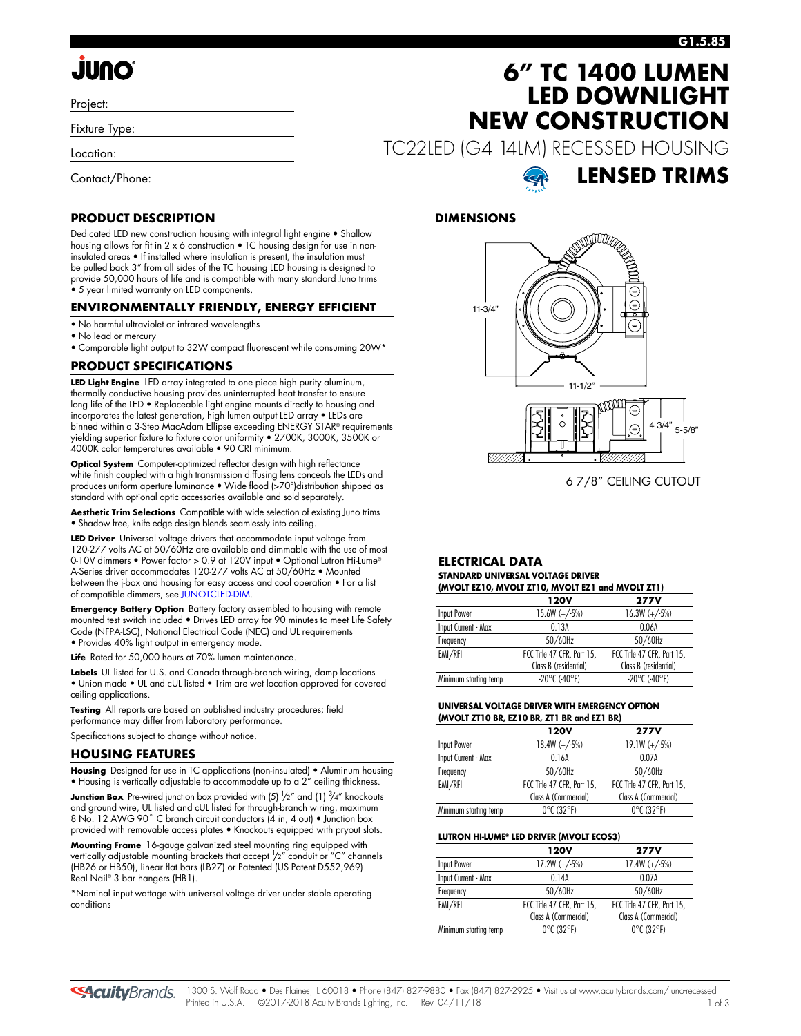G1.5.85

# JUNO

Project:

Fixture Type:

Location:

Contact/Phone:

# 6" TC 1400 LUMEN LED DOWNLIGHT NEW CONSTRUCTION

TC22LED (G4 14LM) RECESSED HOUSING

## LENSED TRIMS

## PRODUCT DESCRIPTION

Dedicated LED new construction housing with integral light engine • Shallow housing allows for fit in 2 x 6 construction • TC housing design for use in non-insulated areas • If installed where insulation is present, the insulation must be pulled back 3" from all sides of the TC housing LED housing is designed to provide 50,000 hours of life and is compatible with many standard Juno trims • 5 year limited warranty on LED components.

## ENVIRONMENTALLY FRIENDLY, ENERGY EFFICIENT

- No harmful ultraviolet or infrared wavelengths
- No lead or mercury
- Comparable light output to 32W compact fluorescent while consuming 20W*

## PRODUCT SPECIFICATIONS

**LED Light Engine** LED array integrated to one piece high purity aluminum, thermally conductive housing provides uninterrupted heat transfer to ensure long life of the LED • Replaceable light engine mounts directly to housing and incorporates the latest generation, high lumen output LED array • LEDs are binned within a 3-Step MacAdam Ellipse exceeding ENERGY STAR® requirements yielding superior fixture to fixture color uniformity • 2700K, 3000K, 3500K or 4000K color temperatures available • 90 CRI minimum.

**Optical System** Computer-optimized reflector design with high reflectance white finish coupled with a high transmission diffusing lens conceals the LEDs and produces uniform aperture luminance • Wide flood (>70°)distribution shipped as standard with optional optic accessories available and sold separately.

**Aesthetic Trim Selections** Compatible with wide selection of existing Juno trims • Shadow free, knife edge design blends seamlessly into ceiling.

**LED Driver** Universal voltage drivers that accommodate input voltage from 120-277 volts AC at 50/60Hz are available and dimmable with the use of most 0-10V dimmers • Power factor > 0.9 at 120V input • Optional Lutron Hi-Lume® A-Series driver accommodates 120-277 volts AC at 50/60Hz • Mounted between the j-box and housing for easy access and cool operation • For a list of compatible dimmers, see JUNOTCLED-DIM.

**Emergency Battery Option** Battery factory assembled to housing with remote mounted test switch included • Drives LED array for 90 minutes to meet Life Safety Code (NFPA-LSC), National Electrical Code (NEC) and UL requirements • Provides 40% light output in emergency mode.

**Life** Rated for 50,000 hours at 70% lumen maintenance.

**Labels** UL listed for U.S. and Canada through-branch wiring, damp locations • Union made • UL and cUL listed • Trim are wet location approved for covered ceiling applications.

**Testing** All reports are based on published industry procedures; field performance may differ from laboratory performance.

Specifications subject to change without notice.

## HOUSING FEATURES

**Housing** Designed for use in TC applications (non-insulated) • Aluminum housing • Housing is vertically adjustable to accommodate up to a 2" ceiling thickness.

**Junction Box** Pre-wired junction box provided with (5) 1/2" and (1) 3/4" knockouts and ground wire, UL listed and cUL listed for through-branch wiring, maximum 8 No. 12 AWG 90° C branch circuit conductors (4 in, 4 out) • Junction box provided with removable access plates • Knockouts equipped with pryout slots.

**Mounting Frame** 16-gauge galvanized steel mounting ring equipped with vertically adjustable mounting brackets that accept 1/2" conduit or "C" channels (HB26 or HB50), linear flat bars (LB27) or Patented (US Patent D552,969) Real Nail® 3 bar hangers (HB1).

*Nominal input wattage with universal voltage driver under stable operating conditions

## DIMENSIONS

11-3/4"

11-1/2"

4 3/4" 5-5/8"

6 7/8" CEILING CUTOUT

## ELECTRICAL DATA

**STANDARD UNIVERSAL VOLTAGE DRIVER (MVOLT EZ10, MVOLT ZT10, MVOLT EZ1 and MVOLT ZT1)**

| | 120V | 277V |
|---|---|---|
| Input Power | 15.6W (+/-5%) | 16.3W (+/-5%) |
| Input Current - Max | 0.13A | 0.06A |
| Frequency | 50/60Hz | 50/60Hz |
| EMI/RFI | FCC Title 47 CFR, Part 15, Class B (residential) | FCC Title 47 CFR, Part 15, Class B (residential) |
| Minimum starting temp | -20°C (-40°F) | -20°C (-40°F) |

**UNIVERSAL VOLTAGE DRIVER WITH EMERGENCY OPTION (MVOLT ZT10 BR, EZ10 BR, ZT1 BR and EZ1 BR)**

| | 120V | 277V |
|---|---|---|
| Input Power | 18.4W (+/-5%) | 19.1W (+/-5%) |
| Input Current - Max | 0.16A | 0.07A |
| Frequency | 50/60Hz | 50/60Hz |
| EMI/RFI | FCC Title 47 CFR, Part 15, Class A (Commercial) | FCC Title 47 CFR, Part 15, Class A (Commercial) |
| Minimum starting temp | 0°C (32°F) | 0°C (32°F) |

**LUTRON HI-LUME® LED DRIVER (MVOLT ECOS3)**

| | 120V | 277V |
|---|---|---|
| Input Power | 17.2W (+/-5%) | 17.4W (+/-5%) |
| Input Current - Max | 0.14A | 0.07A |
| Frequency | 50/60Hz | 50/60Hz |
| EMI/RFI | FCC Title 47 CFR, Part 15, Class A (Commercial) | FCC Title 47 CFR, Part 15, Class A (Commercial) |
| Minimum starting temp | 0°C (32°F) | 0°C (32°F) |

AcuityBrands. 1300 S. Wolf Road • Des Plaines, IL 60018 • Phone (847) 827-9880 • Fax (847) 827-2925 • Visit us at www.acuitybrands.com/juno-recessed
Printed in U.S.A. ©2017-2018 Acuity Brands Lighting, Inc. Rev. 04/11/18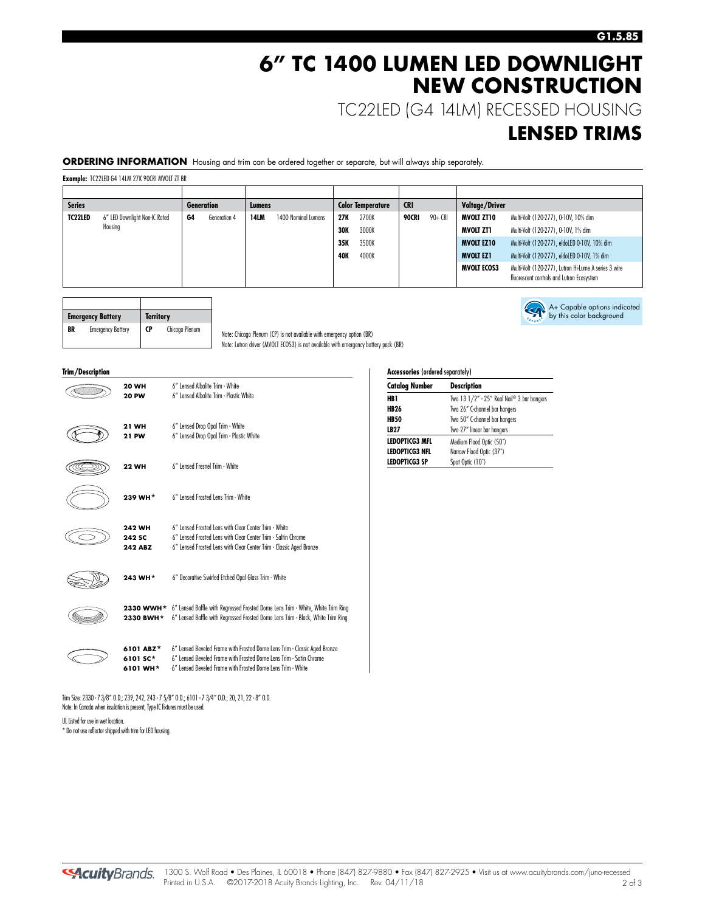# 6" TC 1400 LUMEN LED DOWNLIGHT NEW CONSTRUCTION

## TC22LED (G4 14LM) RECESSED HOUSING

## LENSED TRIMS

**ORDERING INFORMATION** Housing and trim can be ordered together or separate, but will always ship separately.

**Example:** TC22LED G4 14LM 27K 90CRI MVOLT ZT BR

| Series | | Generation | | Lumens | | Color Temperature | | CRI | | Voltage/Driver | |
|---|---|---|---|---|---|---|---|---|---|---|---|
| **TC22LED** | 6" LED Downlight Non-IC Rated Housing | **G4** | Generation 4 | **14LM** | 1400 Nominal Lumens | **27K** | 2700K | **90CRI** | 90+ CRI | **MVOLT ZT10** | Multi-Volt (120-277), 0-10V, 10% dim |
| | | | | | | **30K** | 3000K | | | **MVOLT ZT1** | Multi-Volt (120-277), 0-10V, 1% dim |
| | | | | | | **35K** | 3500K | | | **MVOLT EZ10** | Multi-Volt (120-277), eldoLED 0-10V, 10% dim |
| | | | | | | **40K** | 4000K | | | **MVOLT EZ1** | Multi-Volt (120-277), eldoLED 0-10V, 1% dim |
| | | | | | | | | | | **MVOLT ECOS3** | Multi-Volt (120-277), Lutron Hi-Lume A series 3 wire fluorescent controls and Lutron Ecosystem |

| Emergency Battery | | Territory | |
|---|---|---|---|
| **BR** | Emergency Battery | **CP** | Chicago Plenum |

Note: Chicago Plenum (CP) is not available with emergency option (BR)
Note: Lutron driver (MVOLT ECOS3) is not available with emergency battery pack (BR)

A+ Capable options indicated by this color background

**Trim/Description**

| Catalog Number | Description |
|---|---|
| **20 WH** | 6" Lensed Albalite Trim - White |
| **20 PW** | 6" Lensed Albalite Trim - Plastic White |
| **21 WH** | 6" Lensed Drop Opal Trim - White |
| **21 PW** | 6" Lensed Drop Opal Trim - Plastic White |
| **22 WH** | 6" Lensed Fresnel Trim - White |
| **239 WH*** | 6" Lensed Frosted Lens Trim - White |
| **242 WH** | 6" Lensed Frosted Lens with Clear Center Trim - White |
| **242 SC** | 6" Lensed Frosted Lens with Clear Center Trim - Satin Chrome |
| **242 ABZ** | 6" Lensed Frosted Lens with Clear Center Trim - Classic Aged Bronze |
| **243 WH*** | 6" Decorative Swirled Etched Opal Glass Trim - White |
| **2330 WWH*** | 6" Lensed Baffle with Regressed Frosted Dome Lens Trim - White, White Trim Ring |
| **2330 BWH*** | 6" Lensed Baffle with Regressed Frosted Dome Lens Trim - Black, White Trim Ring |
| **6101 ABZ*** | 6" Lensed Beveled Frame with Frosted Dome Lens Trim - Classic Aged Bronze |
| **6101 SC*** | 6" Lensed Beveled Frame with Frosted Dome Lens Trim - Satin Chrome |
| **6101 WH*** | 6" Lensed Beveled Frame with Frosted Dome Lens Trim - White |

**Accessories** (ordered separately)

| Catalog Number | Description |
|---|---|
| **HB1** | Two 13 1/2" - 25" Real Nail® 3 bar hangers |
| **HB26** | Two 26" C-channel bar hangers |
| **HB50** | Two 50" C-channel bar hangers |
| **LB27** | Two 27" linear bar hangers |
| **LEDOPTICG3 MFL** | Medium Flood Optic (50°) |
| **LEDOPTICG3 NFL** | Narrow Flood Optic (37°) |
| **LEDOPTICG3 SP** | Spot Optic (10°) |

Trim Size: 2330 - 7 3/8" O.D.; 239, 242, 243 - 7 5/8" O.D.; 6101 - 7 3/4" O.D.; 20, 21, 22 - 8" O.D.
Note: In Canada when insulation is present, Type IC fixtures must be used.

UL Listed for use in wet location.

* Do not use reflector shipped with trim for LED housing.

AcuityBrands. 1300 S. Wolf Road • Des Plaines, IL 60018 • Phone (847) 827-9880 • Fax (847) 827-2925 • Visit us at www.acuitybrands.com/juno-recessed
Printed in U.S.A. ©2017-2018 Acuity Brands Lighting, Inc. Rev. 04/11/18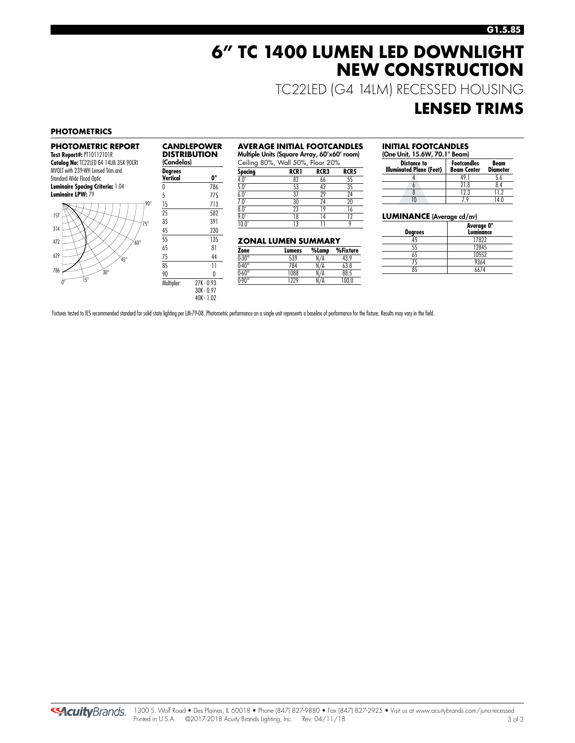# 6" TC 1400 LUMEN LED DOWNLIGHT NEW CONSTRUCTION

TC22LED (G4 14LM) RECESSED HOUSING

## LENSED TRIMS

### PHOTOMETRICS

#### PHOTOMETRIC REPORT

**Test Report#:** PT10112101R
**Catalog No:** TC22LED G4 14LM 35K 90CRI MVOLT with 239-WH Lensed Trim and Standard Wide Flood Optic
**Luminaire Spacing Criteria:** 1.04
**Luminaire LPW:** 79

157
314
472
629
786
0°
15°
30°
45°
60°
75°
90°

#### CANDLEPOWER DISTRIBUTION (Candelas)

| Degrees Vertical | 0° |
|---|---|
| 0 | 786 |
| 5 | 775 |
| 15 | 713 |
| 25 | 582 |
| 35 | 391 |
| 45 | 230 |
| 55 | 135 |
| 65 | 81 |
| 75 | 44 |
| 85 | 11 |
| 90 | 0 |
| Multiplier: | 27K - 0.93<br>30K - 0.97<br>40K - 1.02 |

#### AVERAGE INITIAL FOOTCANDLES

Multiple Units (Square Array, 60'x60' room)
Ceiling 80%, Wall 50%, Floor 20%

| Spacing | RCR1 | RCR3 | RCR5 |
|---|---|---|---|
| 4.0' | 82 | 66 | 55 |
| 5.0' | 53 | 42 | 35 |
| 6.0' | 37 | 29 | 24 |
| 7.0' | 30 | 24 | 20 |
| 8.0' | 23 | 19 | 16 |
| 9.0' | 18 | 14 | 12 |
| 10.0' | 13 | 11 | 9 |

#### ZONAL LUMEN SUMMARY

| Zone | Lumens | %Lamp | %Fixture |
|---|---|---|---|
| 0-30° | 539 | N/A | 43.9 |
| 0-40° | 784 | N/A | 63.8 |
| 0-60° | 1088 | N/A | 88.5 |
| 0-90° | 1229 | N/A | 100.0 |

#### INITIAL FOOTCANDLES

(One Unit, 15.6W, 70.1° Beam)

| Distance to Illuminated Plane (Feet) | Footcandles Beam Center | Beam Diameter |
|---|---|---|
| 4 | 49.1 | 5.6 |
| 6 | 21.8 | 8.4 |
| 8 | 12.3 | 11.2 |
| 10 | 7.9 | 14.0 |

#### LUMINANCE (Average cd/m²)

| Degrees | Average 0° Luminance |
|---|---|
| 45 | 17822 |
| 55 | 12845 |
| 65 | 10552 |
| 75 | 9364 |
| 85 | 6674 |

Fixtures tested to IES recommended standard for solid state lighting per LM-79-08. Photometric performance on a single unit represents a baseline of performance for the fixture. Results may vary in the field.

AcuityBrands. 1300 S. Wolf Road • Des Plaines, IL 60018 • Phone (847) 827-9880 • Fax (847) 827-2925 • Visit us at www.acuitybrands.com/juno-recessed
Printed in U.S.A. ©2017-2018 Acuity Brands Lighting, Inc. Rev. 04/11/18